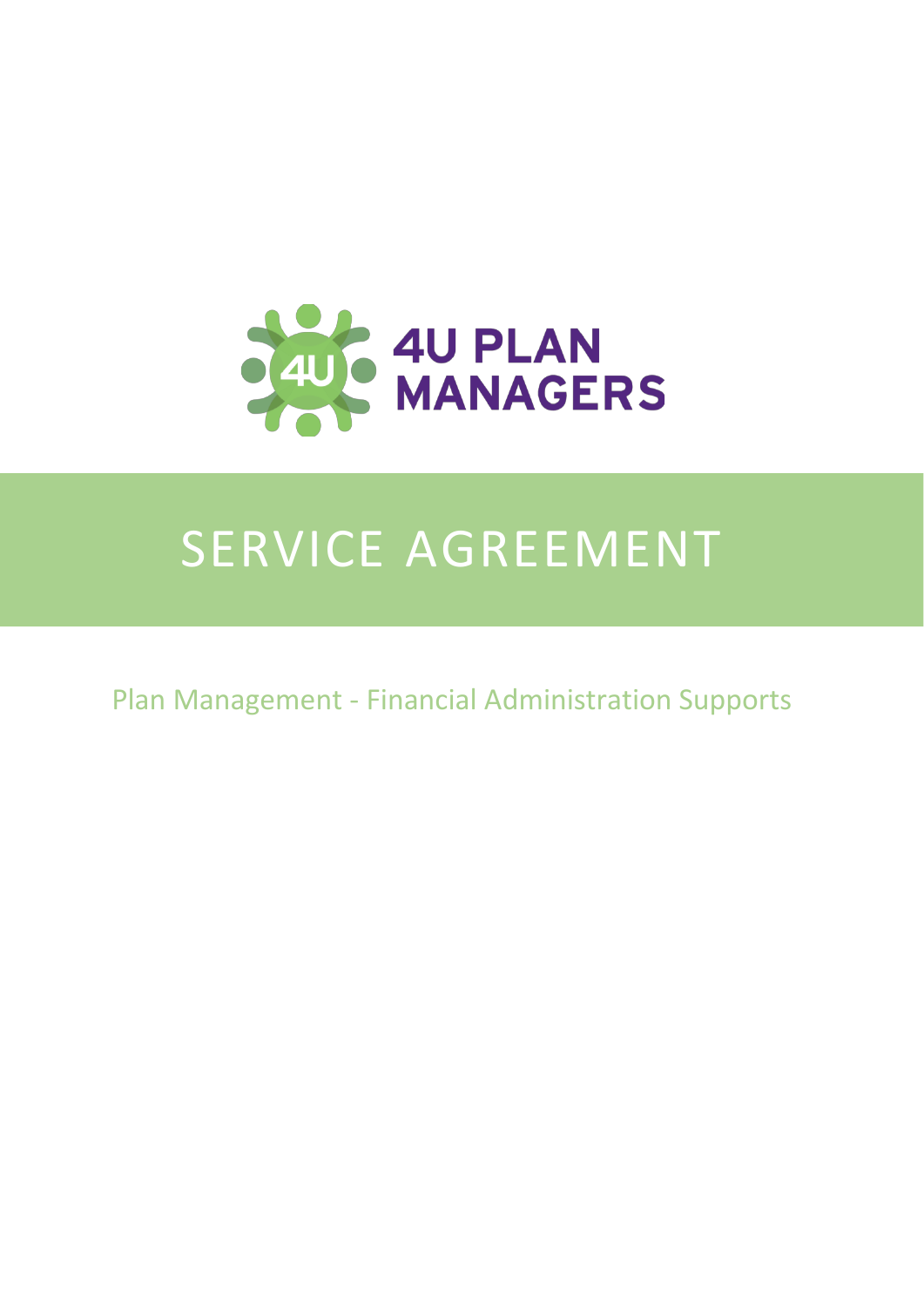4U PLAN MANAGERS

# SERVICE AGREEMENT

Plan Management - Financial Administration Supports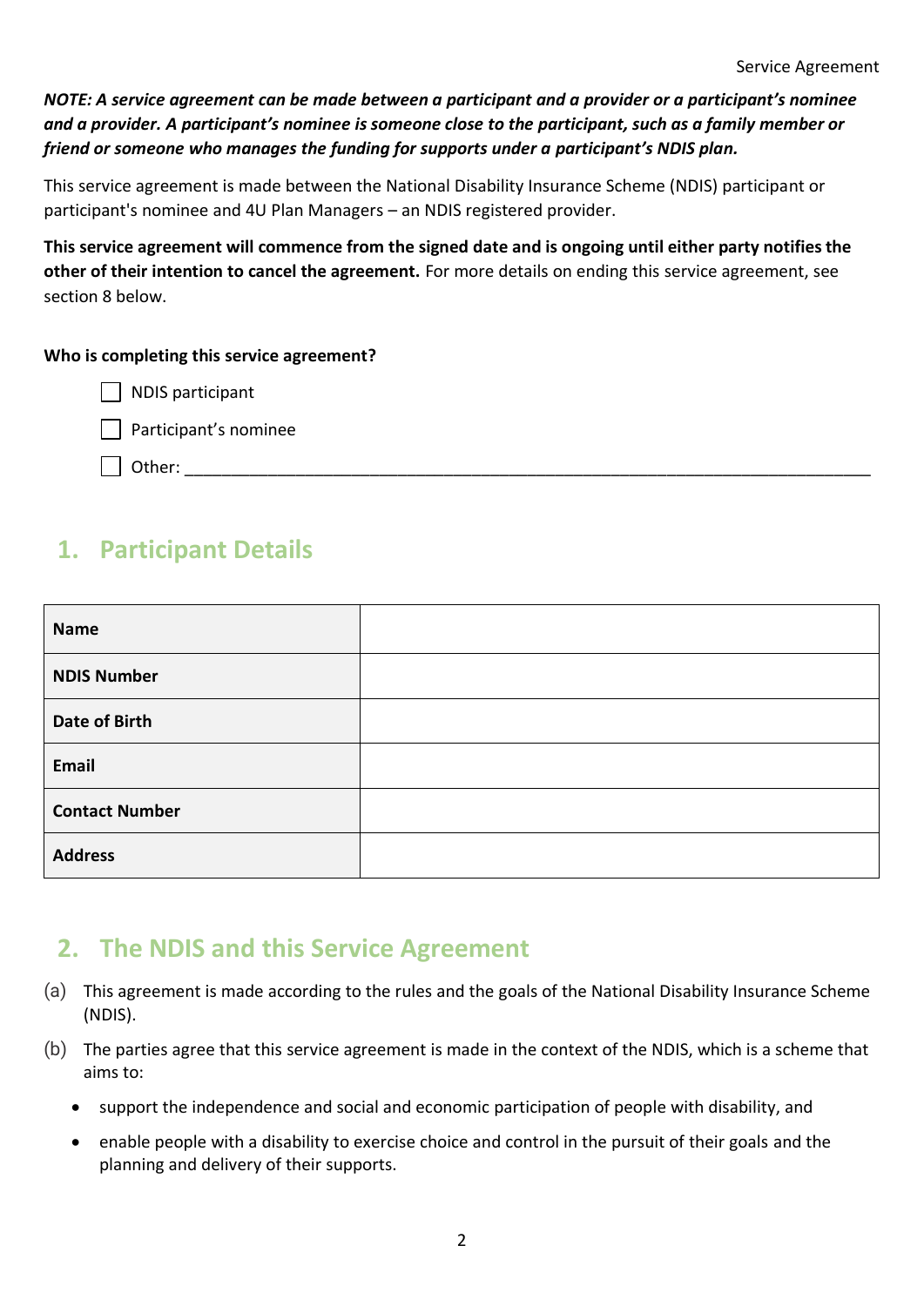***NOTE: A service agreement can be made between a participant and a provider or a participant's nominee and a provider. A participant's nominee is someone close to the participant, such as a family member or friend or someone who manages the funding for supports under a participant's NDIS plan.***

This service agreement is made between the National Disability Insurance Scheme (NDIS) participant or participant's nominee and 4U Plan Managers – an NDIS registered provider.

**This service agreement will commence from the signed date and is ongoing until either party notifies the other of their intention to cancel the agreement.** For more details on ending this service agreement, see section 8 below.

**Who is completing this service agreement?**

- ☐ NDIS participant
- ☐ Participant's nominee
- ☐ Other: ____________________________________________________________________________

## 1. Participant Details

| | |
|---|---|
| **Name** | |
| **NDIS Number** | |
| **Date of Birth** | |
| **Email** | |
| **Contact Number** | |
| **Address** | |

## 2. The NDIS and this Service Agreement

(a) This agreement is made according to the rules and the goals of the National Disability Insurance Scheme (NDIS).

(b) The parties agree that this service agreement is made in the context of the NDIS, which is a scheme that aims to:

- support the independence and social and economic participation of people with disability, and
- enable people with a disability to exercise choice and control in the pursuit of their goals and the planning and delivery of their supports.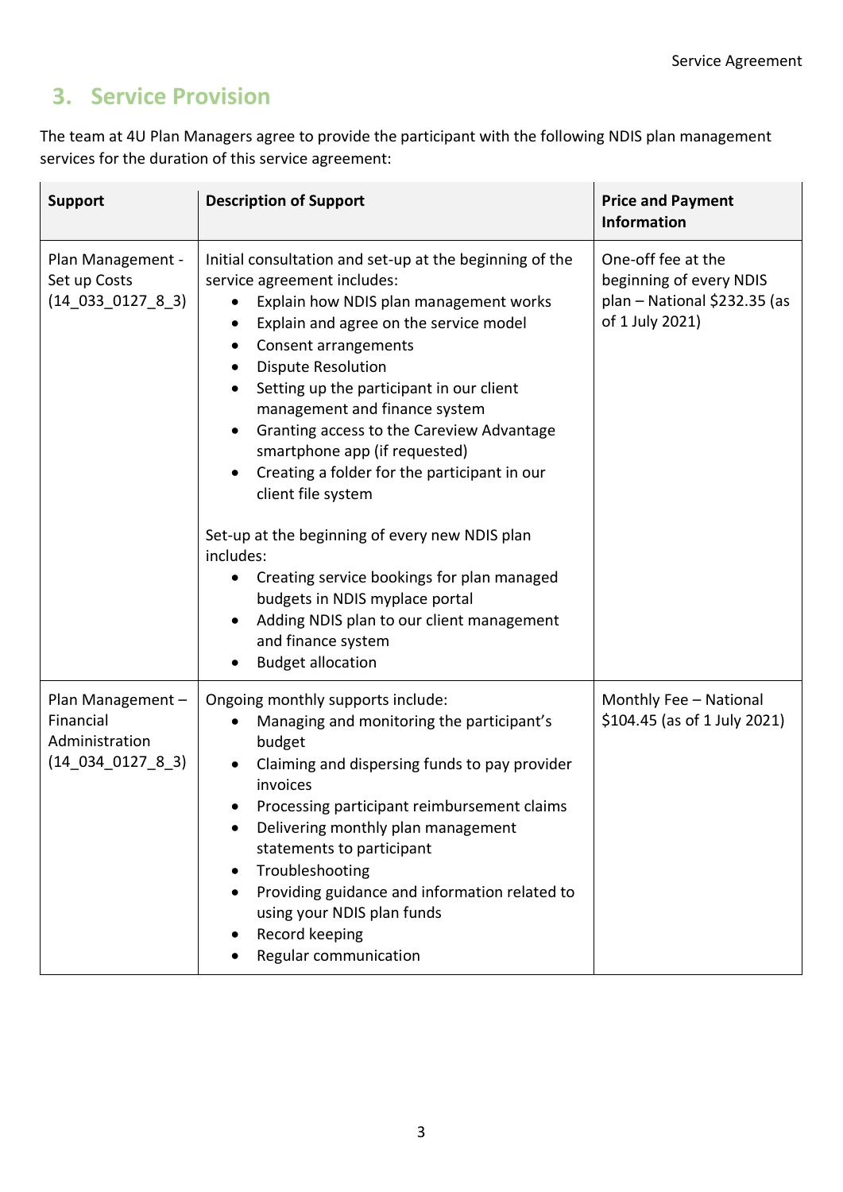## 3. Service Provision

The team at 4U Plan Managers agree to provide the participant with the following NDIS plan management services for the duration of this service agreement:

| Support | Description of Support | Price and Payment Information |
| --- | --- | --- |
| Plan Management - Set up Costs (14_033_0127_8_3) | Initial consultation and set-up at the beginning of the service agreement includes:<br>• Explain how NDIS plan management works<br>• Explain and agree on the service model<br>• Consent arrangements<br>• Dispute Resolution<br>• Setting up the participant in our client management and finance system<br>• Granting access to the Careview Advantage smartphone app (if requested)<br>• Creating a folder for the participant in our client file system<br><br>Set-up at the beginning of every new NDIS plan includes:<br>• Creating service bookings for plan managed budgets in NDIS myplace portal<br>• Adding NDIS plan to our client management and finance system<br>• Budget allocation | One-off fee at the beginning of every NDIS plan – National $232.35 (as of 1 July 2021) |
| Plan Management – Financial Administration (14_034_0127_8_3) | Ongoing monthly supports include:<br>• Managing and monitoring the participant's budget<br>• Claiming and dispersing funds to pay provider invoices<br>• Processing participant reimbursement claims<br>• Delivering monthly plan management statements to participant<br>• Troubleshooting<br>• Providing guidance and information related to using your NDIS plan funds<br>• Record keeping<br>• Regular communication | Monthly Fee – National $104.45 (as of 1 July 2021) |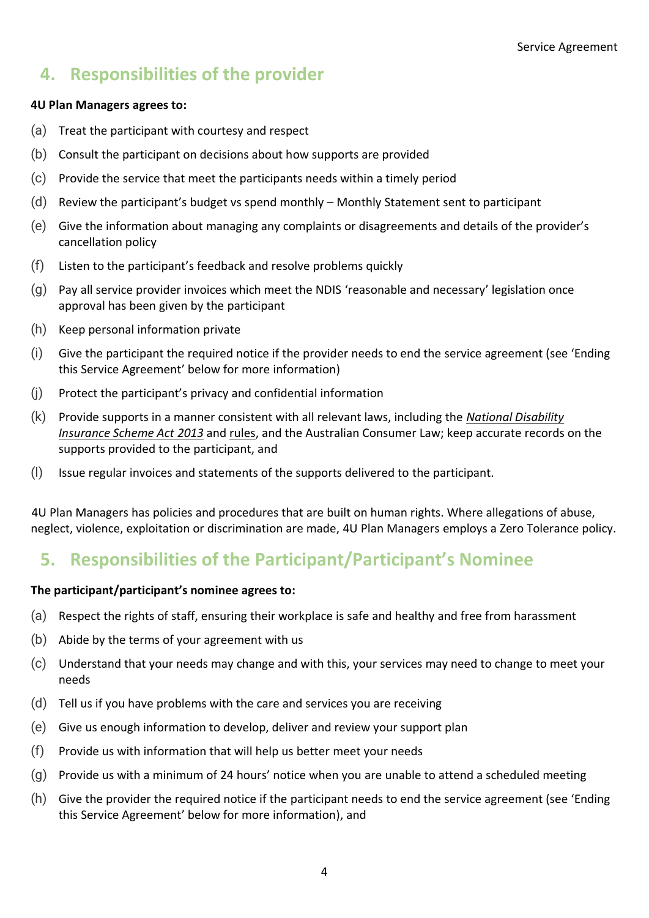## 4. Responsibilities of the provider

**4U Plan Managers agrees to:**

(a) Treat the participant with courtesy and respect

(b) Consult the participant on decisions about how supports are provided

(c) Provide the service that meet the participants needs within a timely period

(d) Review the participant's budget vs spend monthly – Monthly Statement sent to participant

(e) Give the information about managing any complaints or disagreements and details of the provider's cancellation policy

(f) Listen to the participant's feedback and resolve problems quickly

(g) Pay all service provider invoices which meet the NDIS 'reasonable and necessary' legislation once approval has been given by the participant

(h) Keep personal information private

(i) Give the participant the required notice if the provider needs to end the service agreement (see 'Ending this Service Agreement' below for more information)

(j) Protect the participant's privacy and confidential information

(k) Provide supports in a manner consistent with all relevant laws, including the *National Disability Insurance Scheme Act 2013* and rules, and the Australian Consumer Law; keep accurate records on the supports provided to the participant, and

(l) Issue regular invoices and statements of the supports delivered to the participant.

4U Plan Managers has policies and procedures that are built on human rights. Where allegations of abuse, neglect, violence, exploitation or discrimination are made, 4U Plan Managers employs a Zero Tolerance policy.

## 5. Responsibilities of the Participant/Participant's Nominee

**The participant/participant's nominee agrees to:**

(a) Respect the rights of staff, ensuring their workplace is safe and healthy and free from harassment

(b) Abide by the terms of your agreement with us

(c) Understand that your needs may change and with this, your services may need to change to meet your needs

(d) Tell us if you have problems with the care and services you are receiving

(e) Give us enough information to develop, deliver and review your support plan

(f) Provide us with information that will help us better meet your needs

(g) Provide us with a minimum of 24 hours' notice when you are unable to attend a scheduled meeting

(h) Give the provider the required notice if the participant needs to end the service agreement (see 'Ending this Service Agreement' below for more information), and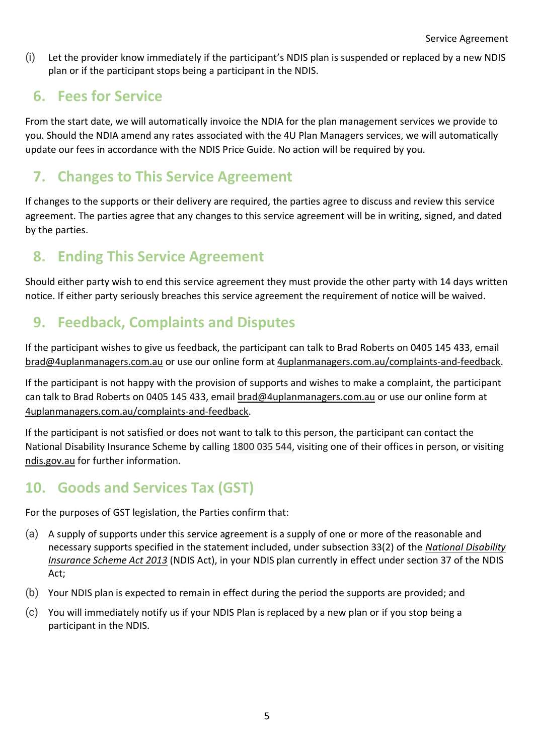(i) Let the provider know immediately if the participant's NDIS plan is suspended or replaced by a new NDIS plan or if the participant stops being a participant in the NDIS.

## 6. Fees for Service

From the start date, we will automatically invoice the NDIA for the plan management services we provide to you. Should the NDIA amend any rates associated with the 4U Plan Managers services, we will automatically update our fees in accordance with the NDIS Price Guide. No action will be required by you.

## 7. Changes to This Service Agreement

If changes to the supports or their delivery are required, the parties agree to discuss and review this service agreement. The parties agree that any changes to this service agreement will be in writing, signed, and dated by the parties.

## 8. Ending This Service Agreement

Should either party wish to end this service agreement they must provide the other party with 14 days written notice. If either party seriously breaches this service agreement the requirement of notice will be waived.

## 9. Feedback, Complaints and Disputes

If the participant wishes to give us feedback, the participant can talk to Brad Roberts on 0405 145 433, email brad@4uplanmanagers.com.au or use our online form at 4uplanmanagers.com.au/complaints-and-feedback.

If the participant is not happy with the provision of supports and wishes to make a complaint, the participant can talk to Brad Roberts on 0405 145 433, email brad@4uplanmanagers.com.au or use our online form at 4uplanmanagers.com.au/complaints-and-feedback.

If the participant is not satisfied or does not want to talk to this person, the participant can contact the National Disability Insurance Scheme by calling 1800 035 544, visiting one of their offices in person, or visiting ndis.gov.au for further information.

## 10. Goods and Services Tax (GST)

For the purposes of GST legislation, the Parties confirm that:

(a) A supply of supports under this service agreement is a supply of one or more of the reasonable and necessary supports specified in the statement included, under subsection 33(2) of the *National Disability Insurance Scheme Act 2013* (NDIS Act), in your NDIS plan currently in effect under section 37 of the NDIS Act;

(b) Your NDIS plan is expected to remain in effect during the period the supports are provided; and

(c) You will immediately notify us if your NDIS Plan is replaced by a new plan or if you stop being a participant in the NDIS.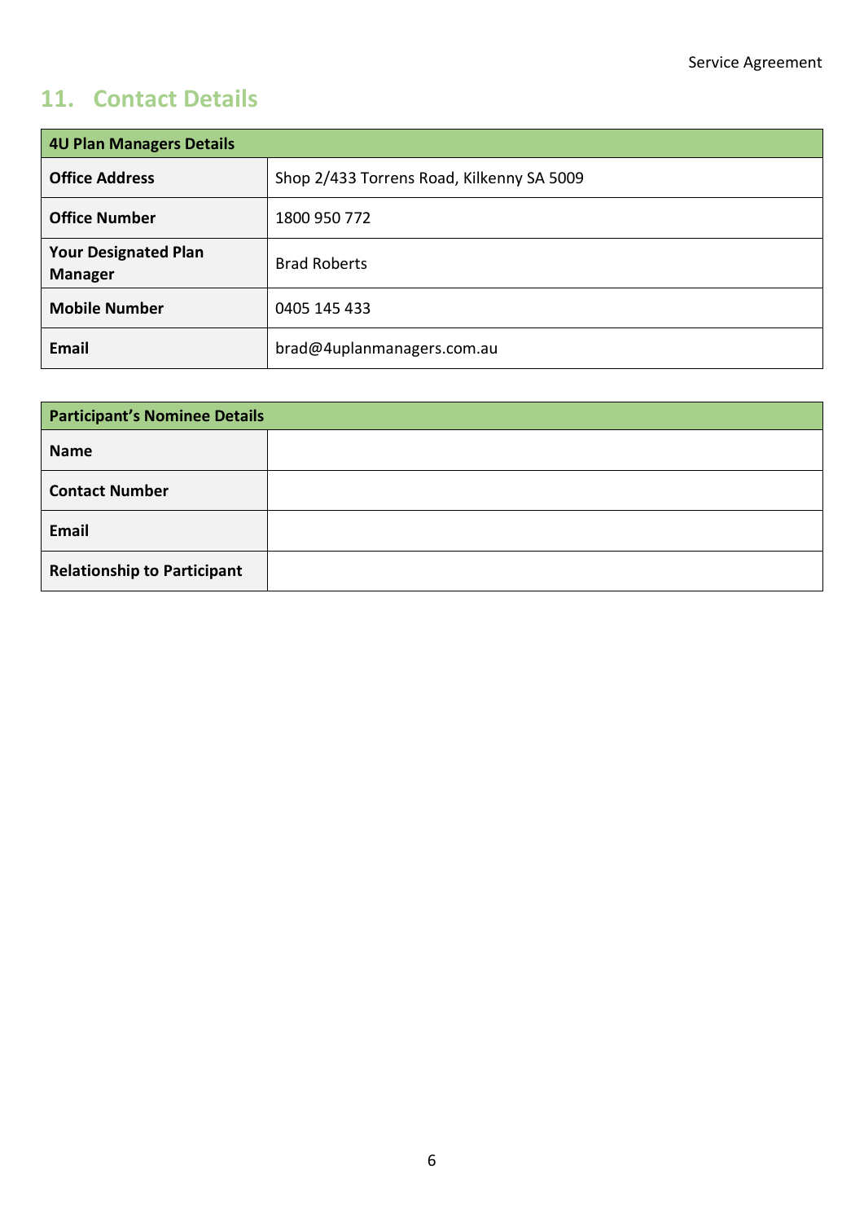## 11. Contact Details

| 4U Plan Managers Details | |
|---|---|
| **Office Address** | Shop 2/433 Torrens Road, Kilkenny SA 5009 |
| **Office Number** | 1800 950 772 |
| **Your Designated Plan Manager** | Brad Roberts |
| **Mobile Number** | 0405 145 433 |
| **Email** | brad@4uplanmanagers.com.au |

| Participant's Nominee Details | |
|---|---|
| **Name** | |
| **Contact Number** | |
| **Email** | |
| **Relationship to Participant** | |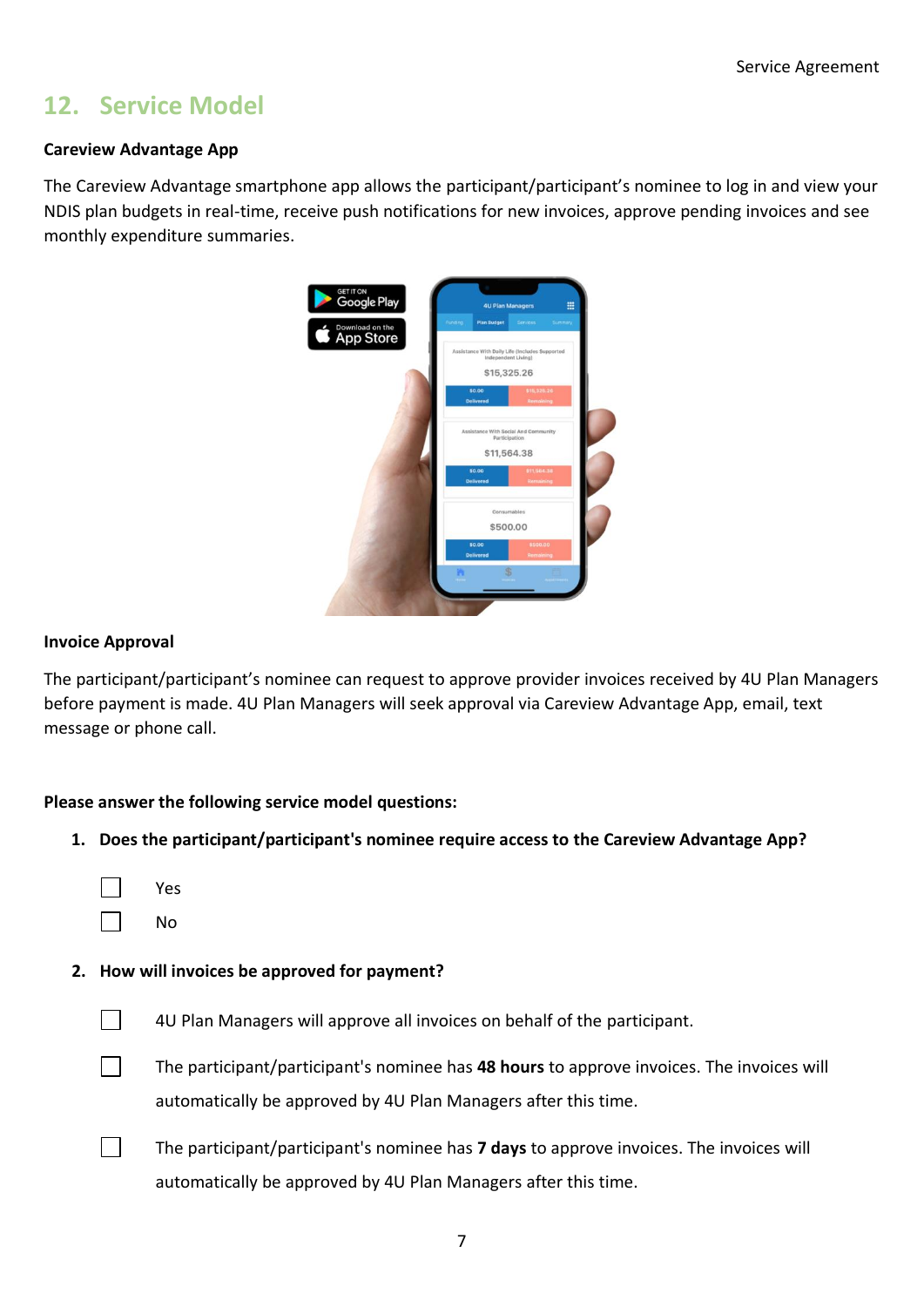## 12. Service Model

**Careview Advantage App**

The Careview Advantage smartphone app allows the participant/participant's nominee to log in and view your NDIS plan budgets in real-time, receive push notifications for new invoices, approve pending invoices and see monthly expenditure summaries.

**Invoice Approval**

The participant/participant's nominee can request to approve provider invoices received by 4U Plan Managers before payment is made. 4U Plan Managers will seek approval via Careview Advantage App, email, text message or phone call.

**Please answer the following service model questions:**

1. **Does the participant/participant's nominee require access to the Careview Advantage App?**

   ☐ Yes

   ☐ No

2. **How will invoices be approved for payment?**

   ☐ 4U Plan Managers will approve all invoices on behalf of the participant.

   ☐ The participant/participant's nominee has **48 hours** to approve invoices. The invoices will automatically be approved by 4U Plan Managers after this time.

   ☐ The participant/participant's nominee has **7 days** to approve invoices. The invoices will automatically be approved by 4U Plan Managers after this time.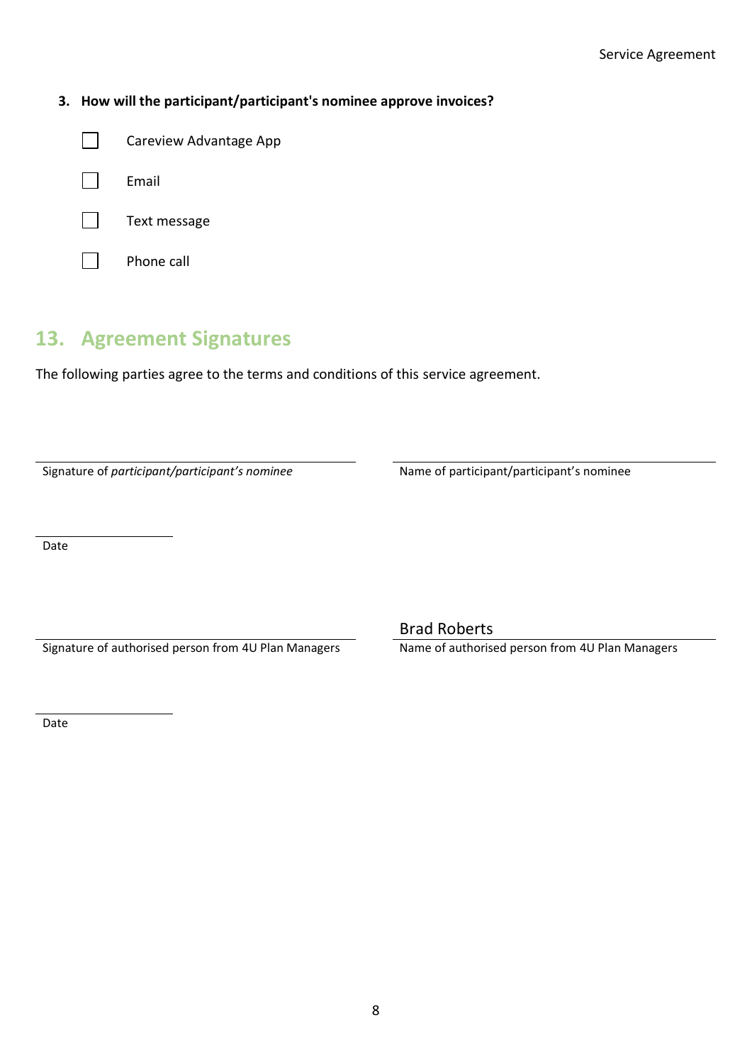**3. How will the participant/participant's nominee approve invoices?**

- [ ] Careview Advantage App
- [ ] Email
- [ ] Text message
- [ ] Phone call

## 13. Agreement Signatures

The following parties agree to the terms and conditions of this service agreement.

| | |
|---|---|
| Signature of *participant/participant's nominee* | Name of participant/participant's nominee |

Date

| | Brad Roberts |
|---|---|
| Signature of authorised person from 4U Plan Managers | Name of authorised person from 4U Plan Managers |

Date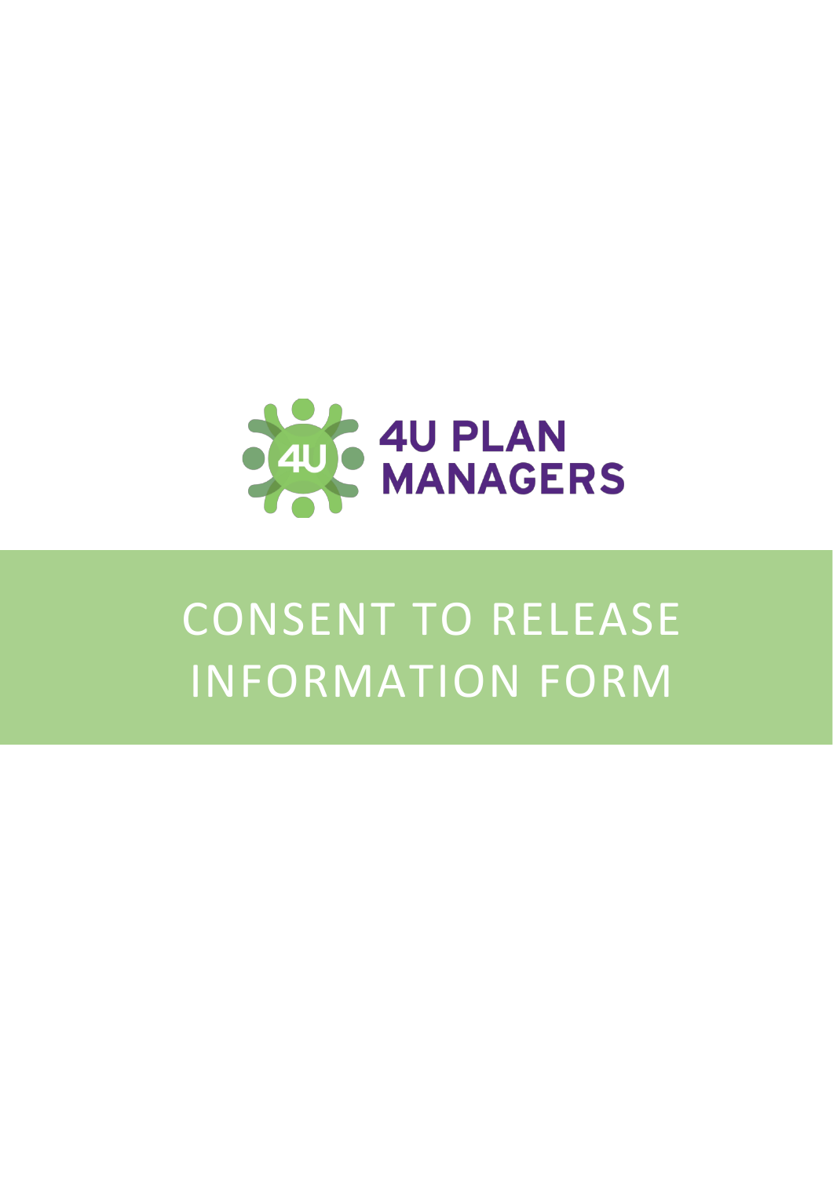4U PLAN MANAGERS

# CONSENT TO RELEASE INFORMATION FORM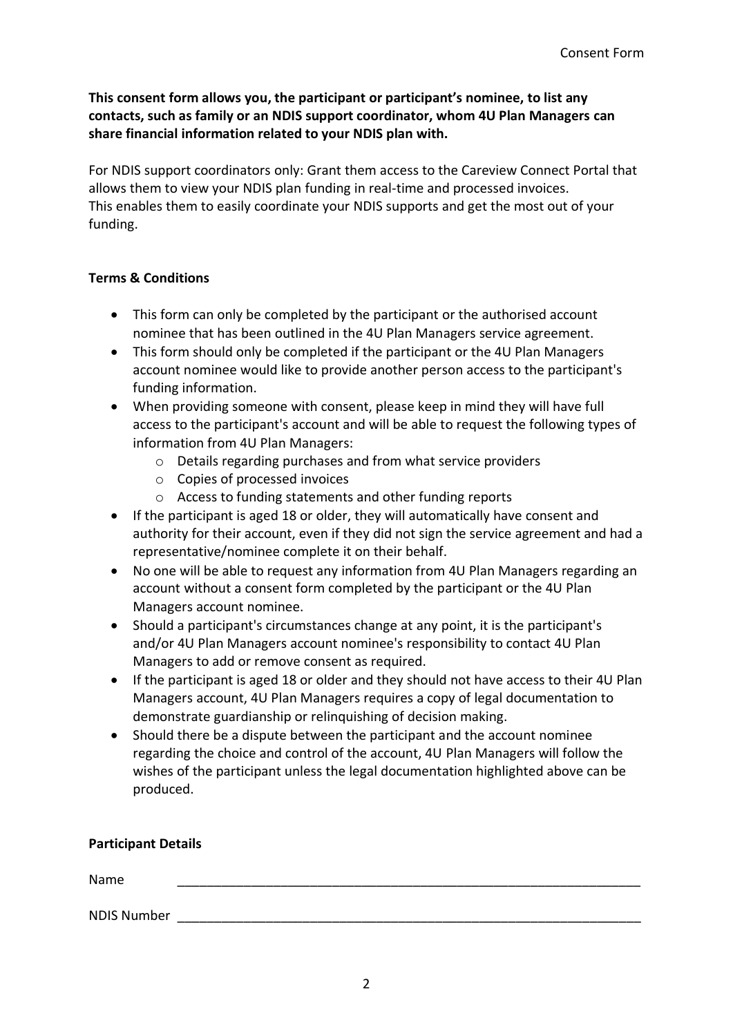**This consent form allows you, the participant or participant's nominee, to list any contacts, such as family or an NDIS support coordinator, whom 4U Plan Managers can share financial information related to your NDIS plan with.**

For NDIS support coordinators only: Grant them access to the Careview Connect Portal that allows them to view your NDIS plan funding in real-time and processed invoices. This enables them to easily coordinate your NDIS supports and get the most out of your funding.

**Terms & Conditions**

- This form can only be completed by the participant or the authorised account nominee that has been outlined in the 4U Plan Managers service agreement.
- This form should only be completed if the participant or the 4U Plan Managers account nominee would like to provide another person access to the participant's funding information.
- When providing someone with consent, please keep in mind they will have full access to the participant's account and will be able to request the following types of information from 4U Plan Managers:
  - Details regarding purchases and from what service providers
  - Copies of processed invoices
  - Access to funding statements and other funding reports
- If the participant is aged 18 or older, they will automatically have consent and authority for their account, even if they did not sign the service agreement and had a representative/nominee complete it on their behalf.
- No one will be able to request any information from 4U Plan Managers regarding an account without a consent form completed by the participant or the 4U Plan Managers account nominee.
- Should a participant's circumstances change at any point, it is the participant's and/or 4U Plan Managers account nominee's responsibility to contact 4U Plan Managers to add or remove consent as required.
- If the participant is aged 18 or older and they should not have access to their 4U Plan Managers account, 4U Plan Managers requires a copy of legal documentation to demonstrate guardianship or relinquishing of decision making.
- Should there be a dispute between the participant and the account nominee regarding the choice and control of the account, 4U Plan Managers will follow the wishes of the participant unless the legal documentation highlighted above can be produced.

**Participant Details**

Name ________________________________________________________________

NDIS Number ________________________________________________________________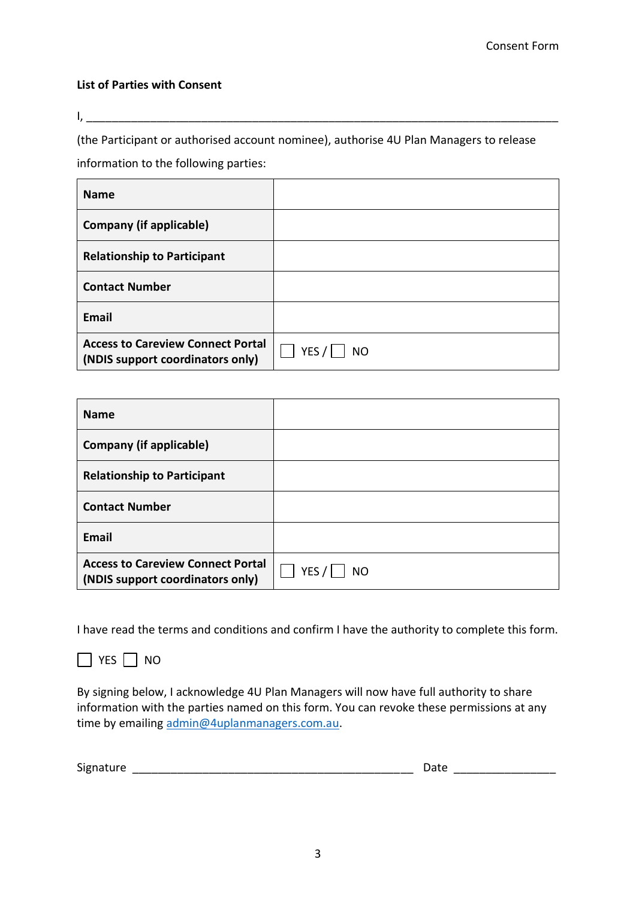**List of Parties with Consent**

I, ______________________________________________________________________________

(the Participant or authorised account nominee), authorise 4U Plan Managers to release information to the following parties:

| | |
|---|---|
| **Name** | |
| **Company (if applicable)** | |
| **Relationship to Participant** | |
| **Contact Number** | |
| **Email** | |
| **Access to Careview Connect Portal (NDIS support coordinators only)** | ☐ YES / ☐ NO |

| | |
|---|---|
| **Name** | |
| **Company (if applicable)** | |
| **Relationship to Participant** | |
| **Contact Number** | |
| **Email** | |
| **Access to Careview Connect Portal (NDIS support coordinators only)** | ☐ YES / ☐ NO |

I have read the terms and conditions and confirm I have the authority to complete this form.

☐ YES ☐ NO

By signing below, I acknowledge 4U Plan Managers will now have full authority to share information with the parties named on this form. You can revoke these permissions at any time by emailing admin@4uplanmanagers.com.au.

Signature _____________________________________________ Date ________________